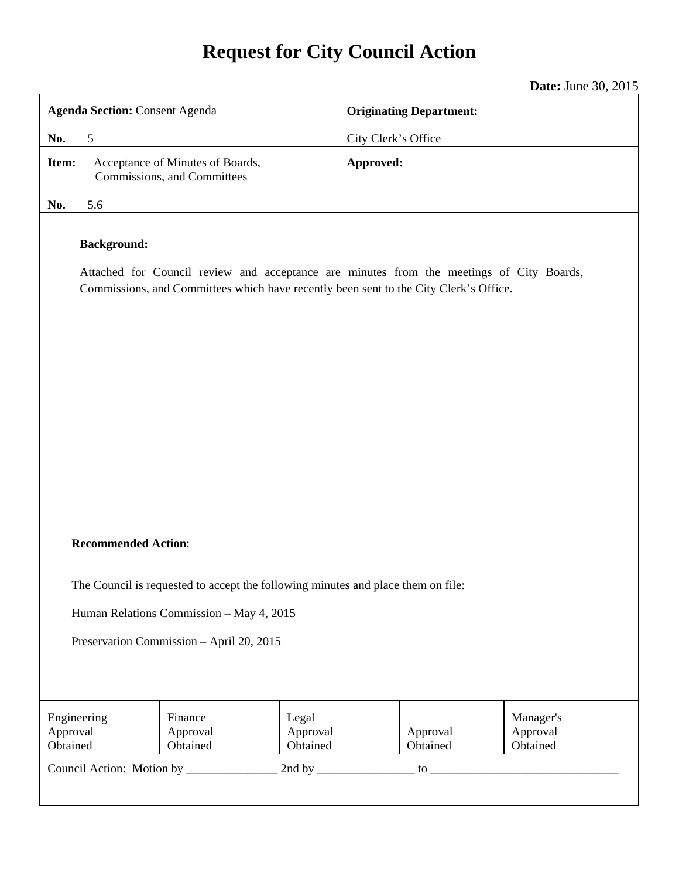# Request for City Council Action

**Date:** June 30, 2015

| **Agenda Section:** Consent Agenda<br><br>**No.** 5 | **Originating Department:**<br><br>City Clerk's Office |
|---|---|
| **Item:** Acceptance of Minutes of Boards, Commissions, and Committees<br><br>**No.** 5.6 | **Approved:** |

**Background:**

Attached for Council review and acceptance are minutes from the meetings of City Boards, Commissions, and Committees which have recently been sent to the City Clerk's Office.

**Recommended Action**:

The Council is requested to accept the following minutes and place them on file:

Human Relations Commission – May 4, 2015

Preservation Commission – April 20, 2015

| Engineering Approval Obtained | Finance Approval Obtained | Legal Approval Obtained | Approval Obtained | Manager's Approval Obtained |
|---|---|---|---|---|

Council Action: Motion by _______________ 2nd by ________________ to _______________________________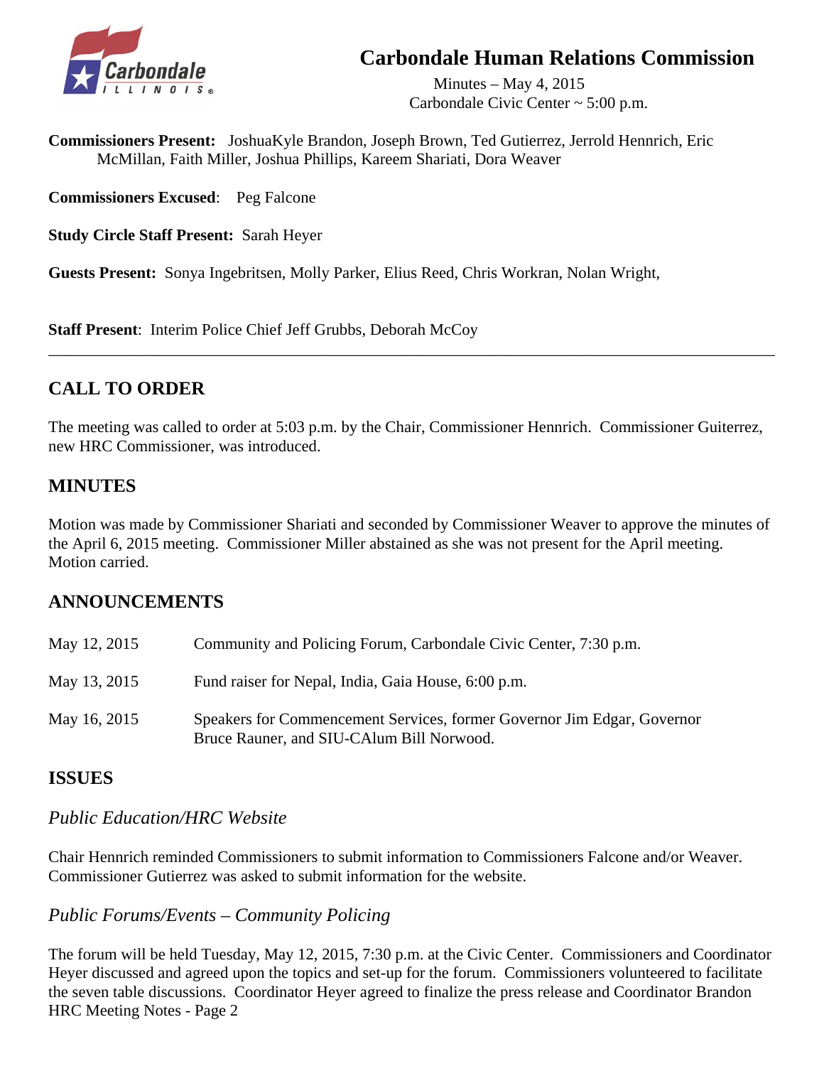# Carbondale Human Relations Commission

Minutes – May 4, 2015
Carbondale Civic Center ~ 5:00 p.m.

**Commissioners Present:** JoshuaKyle Brandon, Joseph Brown, Ted Gutierrez, Jerrold Hennrich, Eric McMillan, Faith Miller, Joshua Phillips, Kareem Shariati, Dora Weaver

**Commissioners Excused**: Peg Falcone

**Study Circle Staff Present:** Sarah Heyer

**Guests Present:** Sonya Ingebritsen, Molly Parker, Elius Reed, Chris Workran, Nolan Wright,

**Staff Present**: Interim Police Chief Jeff Grubbs, Deborah McCoy

---

## CALL TO ORDER

The meeting was called to order at 5:03 p.m. by the Chair, Commissioner Hennrich. Commissioner Guiterrez, new HRC Commissioner, was introduced.

## MINUTES

Motion was made by Commissioner Shariati and seconded by Commissioner Weaver to approve the minutes of the April 6, 2015 meeting. Commissioner Miller abstained as she was not present for the April meeting. Motion carried.

## ANNOUNCEMENTS

| | |
|---|---|
| May 12, 2015 | Community and Policing Forum, Carbondale Civic Center, 7:30 p.m. |
| May 13, 2015 | Fund raiser for Nepal, India, Gaia House, 6:00 p.m. |
| May 16, 2015 | Speakers for Commencement Services, former Governor Jim Edgar, Governor Bruce Rauner, and SIU-CAlum Bill Norwood. |

## ISSUES

### *Public Education/HRC Website*

Chair Hennrich reminded Commissioners to submit information to Commissioners Falcone and/or Weaver. Commissioner Gutierrez was asked to submit information for the website.

### *Public Forums/Events – Community Policing*

The forum will be held Tuesday, May 12, 2015, 7:30 p.m. at the Civic Center. Commissioners and Coordinator Heyer discussed and agreed upon the topics and set-up for the forum. Commissioners volunteered to facilitate the seven table discussions. Coordinator Heyer agreed to finalize the press release and Coordinator Brandon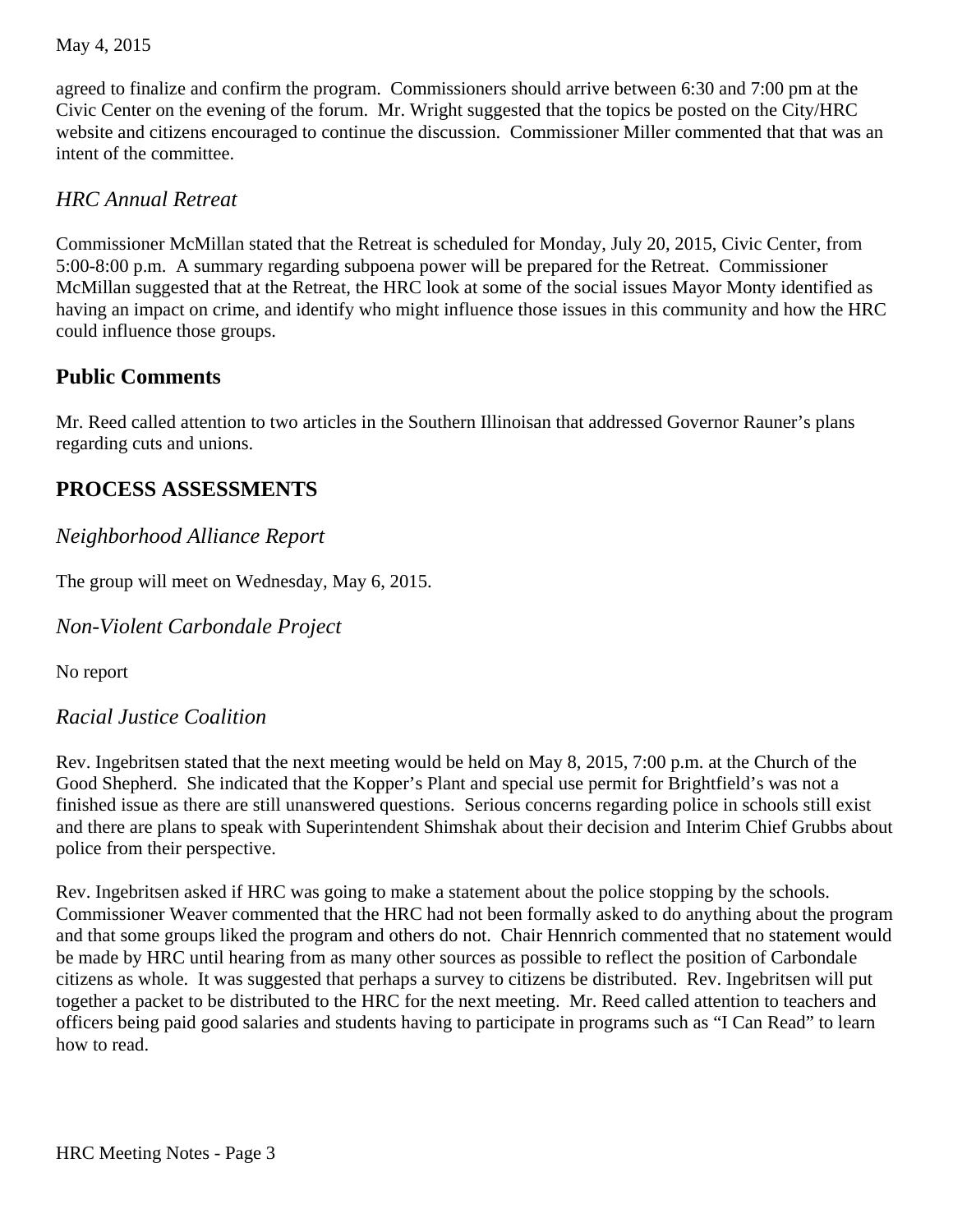agreed to finalize and confirm the program. Commissioners should arrive between 6:30 and 7:00 pm at the Civic Center on the evening of the forum. Mr. Wright suggested that the topics be posted on the City/HRC website and citizens encouraged to continue the discussion. Commissioner Miller commented that that was an intent of the committee.

### *HRC Annual Retreat*

Commissioner McMillan stated that the Retreat is scheduled for Monday, July 20, 2015, Civic Center, from 5:00-8:00 p.m. A summary regarding subpoena power will be prepared for the Retreat. Commissioner McMillan suggested that at the Retreat, the HRC look at some of the social issues Mayor Monty identified as having an impact on crime, and identify who might influence those issues in this community and how the HRC could influence those groups.

## Public Comments

Mr. Reed called attention to two articles in the Southern Illinoisan that addressed Governor Rauner's plans regarding cuts and unions.

## PROCESS ASSESSMENTS

### *Neighborhood Alliance Report*

The group will meet on Wednesday, May 6, 2015.

### *Non-Violent Carbondale Project*

No report

### *Racial Justice Coalition*

Rev. Ingebritsen stated that the next meeting would be held on May 8, 2015, 7:00 p.m. at the Church of the Good Shepherd. She indicated that the Kopper's Plant and special use permit for Brightfield's was not a finished issue as there are still unanswered questions. Serious concerns regarding police in schools still exist and there are plans to speak with Superintendent Shimshak about their decision and Interim Chief Grubbs about police from their perspective.

Rev. Ingebritsen asked if HRC was going to make a statement about the police stopping by the schools. Commissioner Weaver commented that the HRC had not been formally asked to do anything about the program and that some groups liked the program and others do not. Chair Hennrich commented that no statement would be made by HRC until hearing from as many other sources as possible to reflect the position of Carbondale citizens as whole. It was suggested that perhaps a survey to citizens be distributed. Rev. Ingebritsen will put together a packet to be distributed to the HRC for the next meeting. Mr. Reed called attention to teachers and officers being paid good salaries and students having to participate in programs such as "I Can Read" to learn how to read.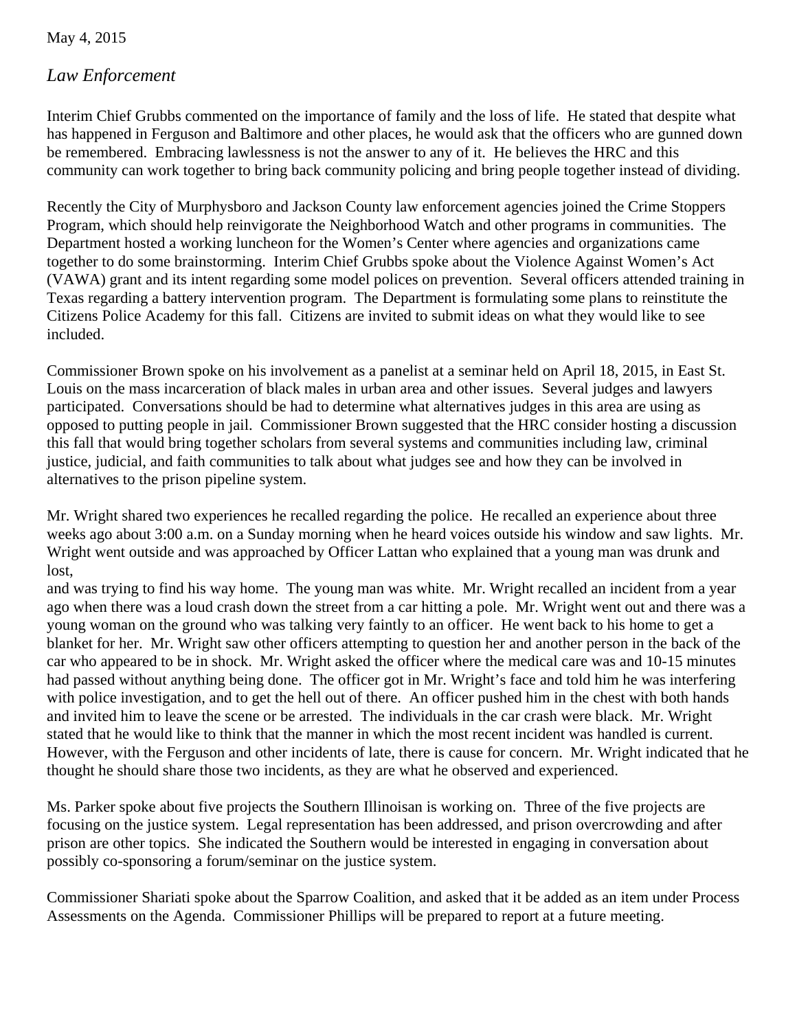May 4, 2015

*Law Enforcement*

Interim Chief Grubbs commented on the importance of family and the loss of life. He stated that despite what has happened in Ferguson and Baltimore and other places, he would ask that the officers who are gunned down be remembered. Embracing lawlessness is not the answer to any of it. He believes the HRC and this community can work together to bring back community policing and bring people together instead of dividing.

Recently the City of Murphysboro and Jackson County law enforcement agencies joined the Crime Stoppers Program, which should help reinvigorate the Neighborhood Watch and other programs in communities. The Department hosted a working luncheon for the Women's Center where agencies and organizations came together to do some brainstorming. Interim Chief Grubbs spoke about the Violence Against Women's Act (VAWA) grant and its intent regarding some model polices on prevention. Several officers attended training in Texas regarding a battery intervention program. The Department is formulating some plans to reinstitute the Citizens Police Academy for this fall. Citizens are invited to submit ideas on what they would like to see included.

Commissioner Brown spoke on his involvement as a panelist at a seminar held on April 18, 2015, in East St. Louis on the mass incarceration of black males in urban area and other issues. Several judges and lawyers participated. Conversations should be had to determine what alternatives judges in this area are using as opposed to putting people in jail. Commissioner Brown suggested that the HRC consider hosting a discussion this fall that would bring together scholars from several systems and communities including law, criminal justice, judicial, and faith communities to talk about what judges see and how they can be involved in alternatives to the prison pipeline system.

Mr. Wright shared two experiences he recalled regarding the police. He recalled an experience about three weeks ago about 3:00 a.m. on a Sunday morning when he heard voices outside his window and saw lights. Mr. Wright went outside and was approached by Officer Lattan who explained that a young man was drunk and lost,
and was trying to find his way home. The young man was white. Mr. Wright recalled an incident from a year ago when there was a loud crash down the street from a car hitting a pole. Mr. Wright went out and there was a young woman on the ground who was talking very faintly to an officer. He went back to his home to get a blanket for her. Mr. Wright saw other officers attempting to question her and another person in the back of the car who appeared to be in shock. Mr. Wright asked the officer where the medical care was and 10-15 minutes had passed without anything being done. The officer got in Mr. Wright's face and told him he was interfering with police investigation, and to get the hell out of there. An officer pushed him in the chest with both hands and invited him to leave the scene or be arrested. The individuals in the car crash were black. Mr. Wright stated that he would like to think that the manner in which the most recent incident was handled is current. However, with the Ferguson and other incidents of late, there is cause for concern. Mr. Wright indicated that he thought he should share those two incidents, as they are what he observed and experienced.

Ms. Parker spoke about five projects the Southern Illinoisan is working on. Three of the five projects are focusing on the justice system. Legal representation has been addressed, and prison overcrowding and after prison are other topics. She indicated the Southern would be interested in engaging in conversation about possibly co-sponsoring a forum/seminar on the justice system.

Commissioner Shariati spoke about the Sparrow Coalition, and asked that it be added as an item under Process Assessments on the Agenda. Commissioner Phillips will be prepared to report at a future meeting.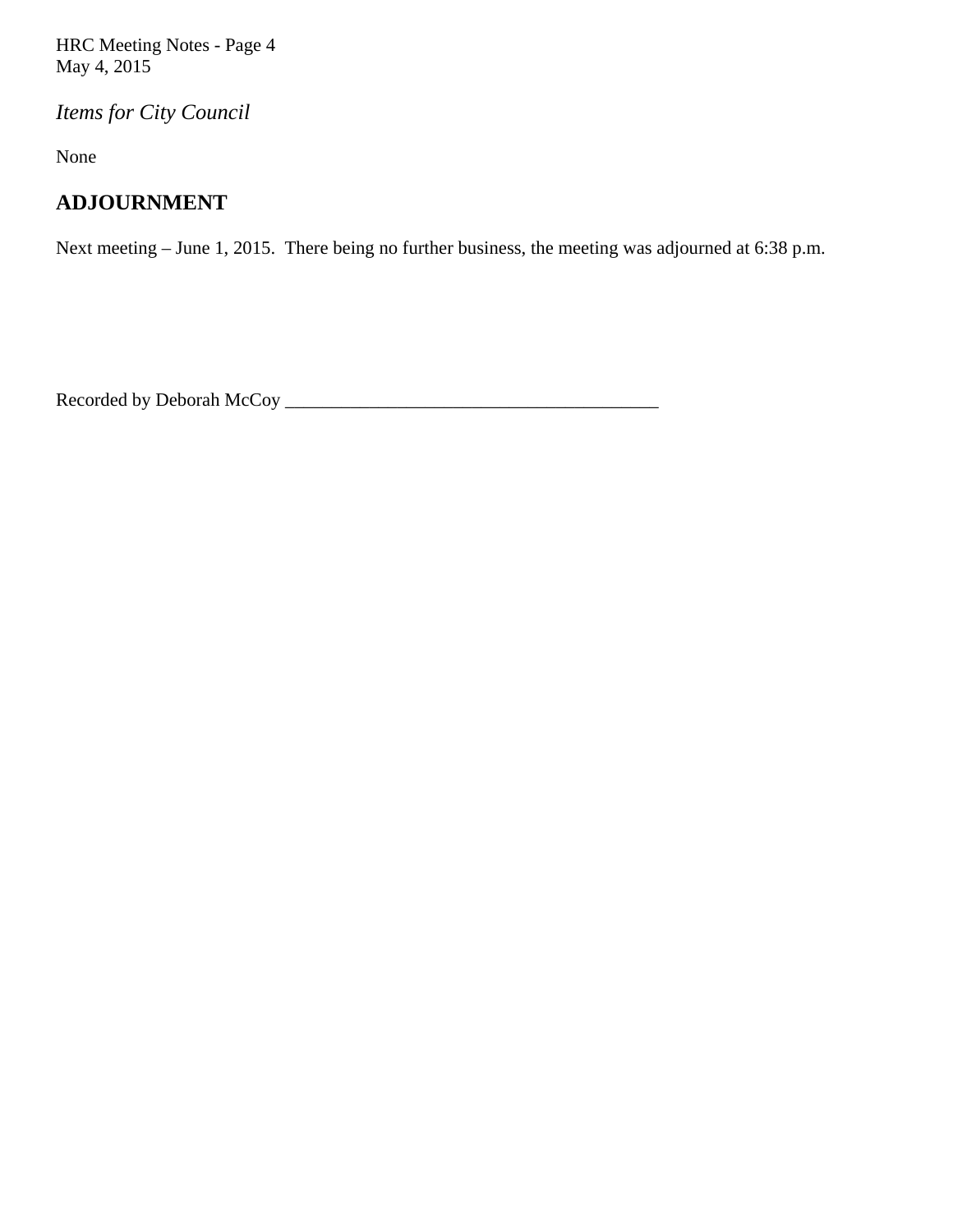*Items for City Council*

None

## ADJOURNMENT

Next meeting – June 1, 2015. There being no further business, the meeting was adjourned at 6:38 p.m.

Recorded by Deborah McCoy ___________________________________________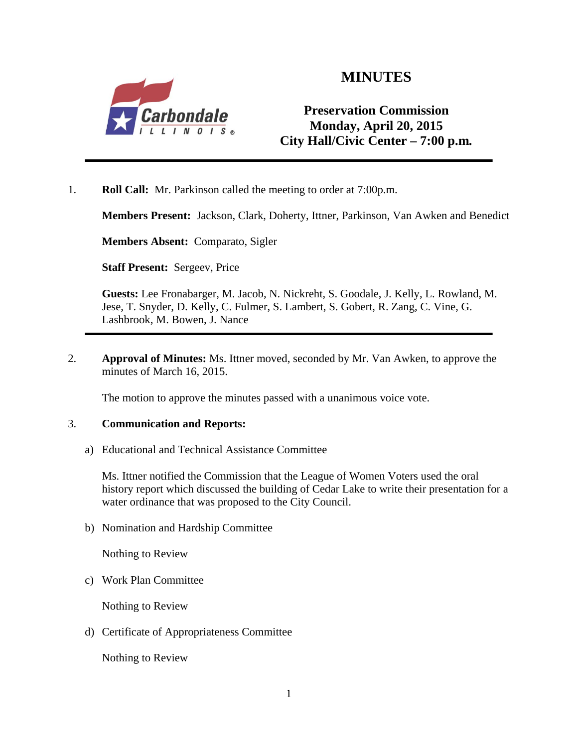# MINUTES

**Preservation Commission**
**Monday, April 20, 2015**
**City Hall/Civic Center – 7:00 p.m.**

---

1. **Roll Call:** Mr. Parkinson called the meeting to order at 7:00p.m.

   **Members Present:** Jackson, Clark, Doherty, Ittner, Parkinson, Van Awken and Benedict

   **Members Absent:** Comparato, Sigler

   **Staff Present:** Sergeev, Price

   **Guests:** Lee Fronabarger, M. Jacob, N. Nickreht, S. Goodale, J. Kelly, L. Rowland, M. Jese, T. Snyder, D. Kelly, C. Fulmer, S. Lambert, S. Gobert, R. Zang, C. Vine, G. Lashbrook, M. Bowen, J. Nance

---

2. **Approval of Minutes:** Ms. Ittner moved, seconded by Mr. Van Awken, to approve the minutes of March 16, 2015.

   The motion to approve the minutes passed with a unanimous voice vote.

3. **Communication and Reports:**

   a) Educational and Technical Assistance Committee

   Ms. Ittner notified the Commission that the League of Women Voters used the oral history report which discussed the building of Cedar Lake to write their presentation for a water ordinance that was proposed to the City Council.

   b) Nomination and Hardship Committee

   Nothing to Review

   c) Work Plan Committee

   Nothing to Review

   d) Certificate of Appropriateness Committee

   Nothing to Review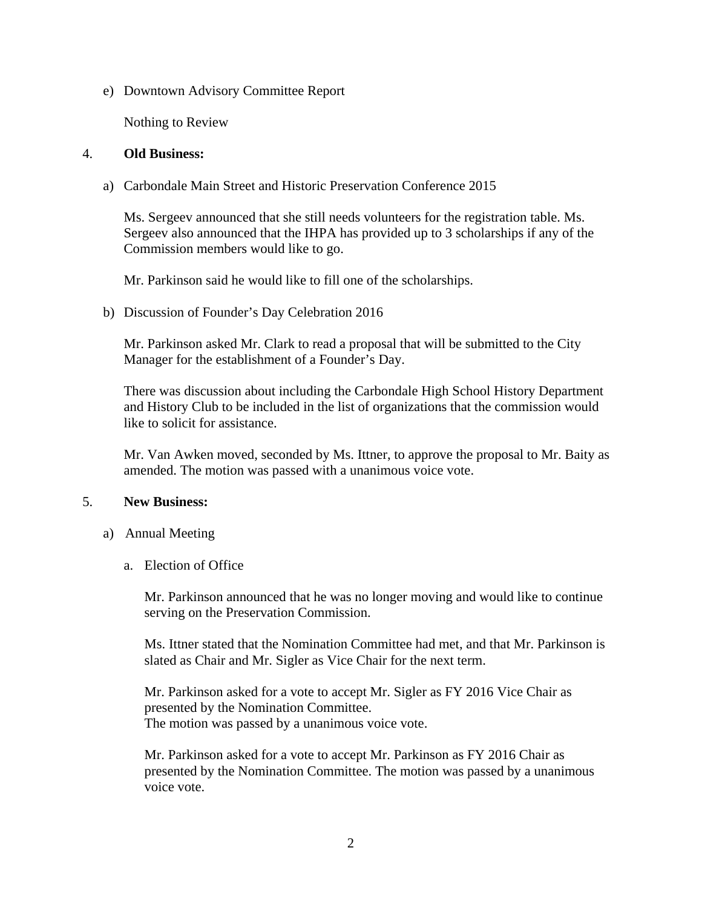e) Downtown Advisory Committee Report

   Nothing to Review

4. **Old Business:**

   a) Carbondale Main Street and Historic Preservation Conference 2015

      Ms. Sergeev announced that she still needs volunteers for the registration table. Ms. Sergeev also announced that the IHPA has provided up to 3 scholarships if any of the Commission members would like to go.

      Mr. Parkinson said he would like to fill one of the scholarships.

   b) Discussion of Founder's Day Celebration 2016

      Mr. Parkinson asked Mr. Clark to read a proposal that will be submitted to the City Manager for the establishment of a Founder's Day.

      There was discussion about including the Carbondale High School History Department and History Club to be included in the list of organizations that the commission would like to solicit for assistance.

      Mr. Van Awken moved, seconded by Ms. Ittner, to approve the proposal to Mr. Baity as amended. The motion was passed with a unanimous voice vote.

5. **New Business:**

   a) Annual Meeting

      a. Election of Office

         Mr. Parkinson announced that he was no longer moving and would like to continue serving on the Preservation Commission.

         Ms. Ittner stated that the Nomination Committee had met, and that Mr. Parkinson is slated as Chair and Mr. Sigler as Vice Chair for the next term.

         Mr. Parkinson asked for a vote to accept Mr. Sigler as FY 2016 Vice Chair as presented by the Nomination Committee.
         The motion was passed by a unanimous voice vote.

         Mr. Parkinson asked for a vote to accept Mr. Parkinson as FY 2016 Chair as presented by the Nomination Committee. The motion was passed by a unanimous voice vote.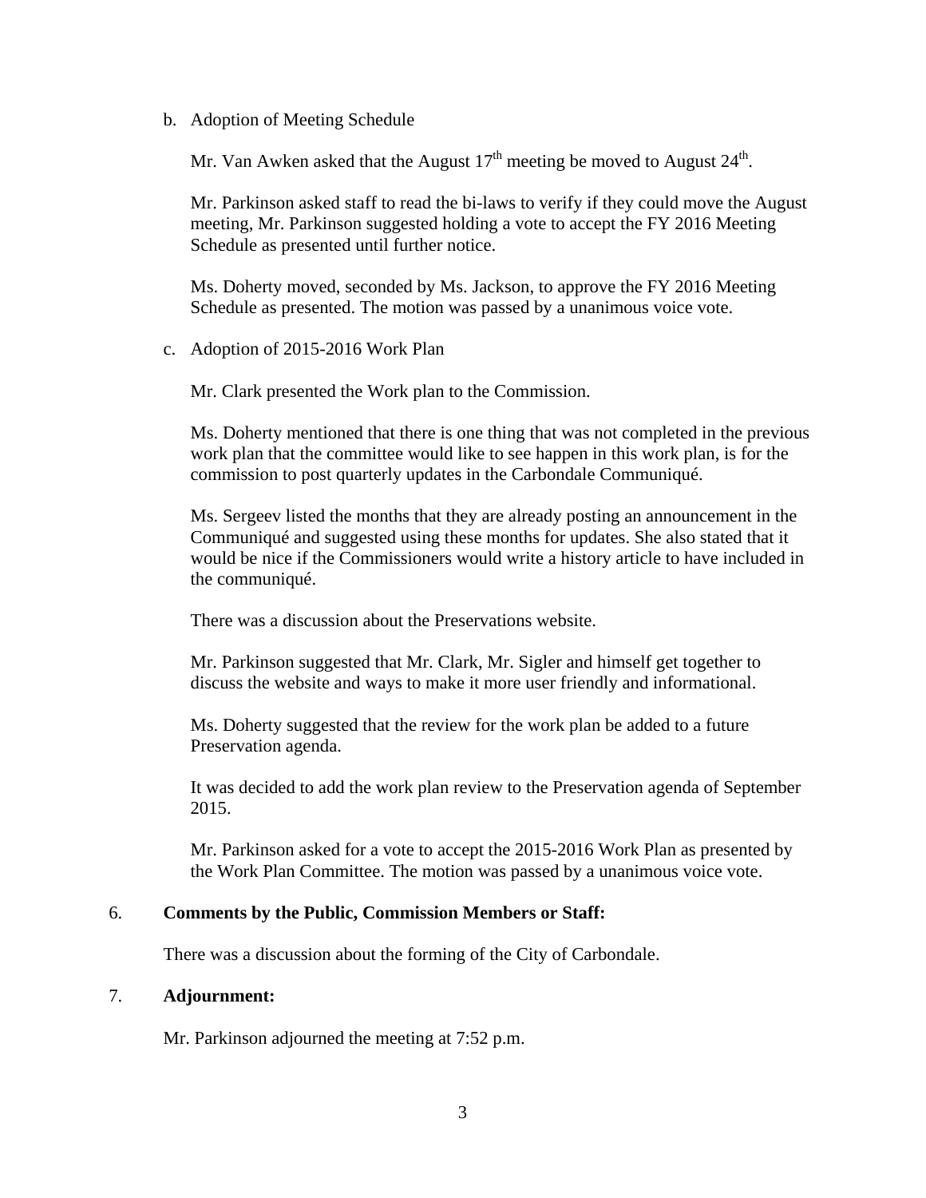b. Adoption of Meeting Schedule

   Mr. Van Awken asked that the August 17th meeting be moved to August 24th.

   Mr. Parkinson asked staff to read the bi-laws to verify if they could move the August meeting, Mr. Parkinson suggested holding a vote to accept the FY 2016 Meeting Schedule as presented until further notice.

   Ms. Doherty moved, seconded by Ms. Jackson, to approve the FY 2016 Meeting Schedule as presented. The motion was passed by a unanimous voice vote.

c. Adoption of 2015-2016 Work Plan

   Mr. Clark presented the Work plan to the Commission.

   Ms. Doherty mentioned that there is one thing that was not completed in the previous work plan that the committee would like to see happen in this work plan, is for the commission to post quarterly updates in the Carbondale Communiqué.

   Ms. Sergeev listed the months that they are already posting an announcement in the Communiqué and suggested using these months for updates. She also stated that it would be nice if the Commissioners would write a history article to have included in the communiqué.

   There was a discussion about the Preservations website.

   Mr. Parkinson suggested that Mr. Clark, Mr. Sigler and himself get together to discuss the website and ways to make it more user friendly and informational.

   Ms. Doherty suggested that the review for the work plan be added to a future Preservation agenda.

   It was decided to add the work plan review to the Preservation agenda of September 2015.

   Mr. Parkinson asked for a vote to accept the 2015-2016 Work Plan as presented by the Work Plan Committee. The motion was passed by a unanimous voice vote.

6. **Comments by the Public, Commission Members or Staff:**

   There was a discussion about the forming of the City of Carbondale.

7. **Adjournment:**

   Mr. Parkinson adjourned the meeting at 7:52 p.m.